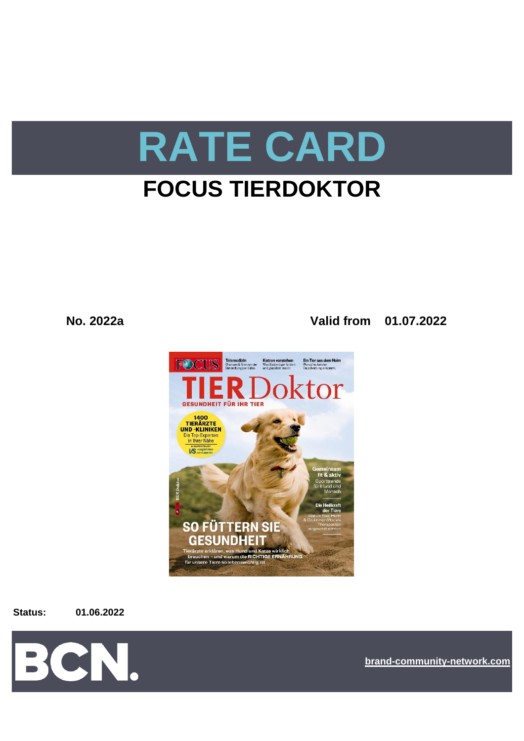# RATE CARD

## FOCUS TIERDOKTOR

**No. 2022a** **Valid from 01.07.2022**

**Status:** **01.06.2022**

BCN.

brand-community-network.com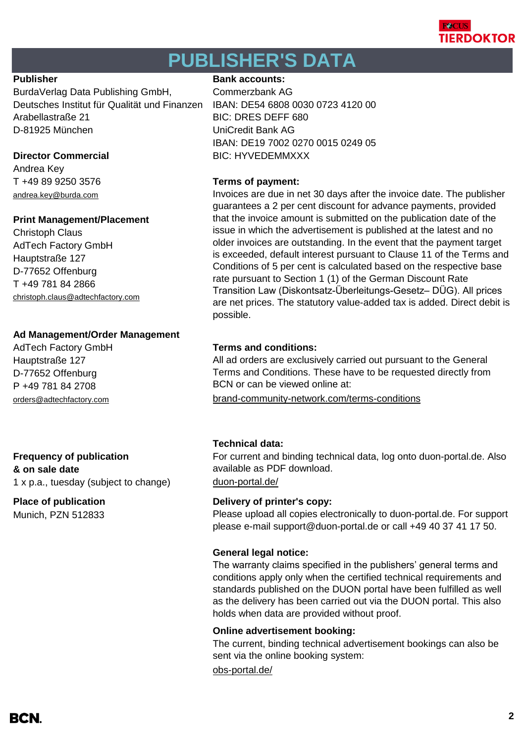# PUBLISHER'S DATA

**Publisher**
BurdaVerlag Data Publishing GmbH,
Deutsches Institut für Qualität und Finanzen
Arabellastraße 21
D-81925 München

**Director Commercial**
Andrea Key
T +49 89 9250 3576
andrea.key@burda.com

**Print Management/Placement**
Christoph Claus
AdTech Factory GmbH
Hauptstraße 127
D-77652 Offenburg
T +49 781 84 2866
christoph.claus@adtechfactory.com

**Ad Management/Order Management**
AdTech Factory GmbH
Hauptstraße 127
D-77652 Offenburg
P +49 781 84 2708
orders@adtechfactory.com

**Frequency of publication & on sale date**
1 x p.a., tuesday (subject to change)

**Place of publication**
Munich, PZN 512833

**Bank accounts:**
Commerzbank AG
IBAN: DE54 6808 0030 0723 4120 00
BIC: DRES DEFF 680
UniCredit Bank AG
IBAN: DE19 7002 0270 0015 0249 05
BIC: HYVEDEMMXXX

**Terms of payment:**
Invoices are due in net 30 days after the invoice date. The publisher guarantees a 2 per cent discount for advance payments, provided that the invoice amount is submitted on the publication date of the issue in which the advertisement is published at the latest and no older invoices are outstanding. In the event that the payment target is exceeded, default interest pursuant to Clause 11 of the Terms and Conditions of 5 per cent is calculated based on the respective base rate pursuant to Section 1 (1) of the German Discount Rate Transition Law (Diskontsatz-Überleitungs-Gesetz– DÜG). All prices are net prices. The statutory value-added tax is added. Direct debit is possible.

**Terms and conditions:**
All ad orders are exclusively carried out pursuant to the General Terms and Conditions. These have to be requested directly from BCN or can be viewed online at:
brand-community-network.com/terms-conditions

**Technical data:**
For current and binding technical data, log onto duon-portal.de. Also available as PDF download.
duon-portal.de/

**Delivery of printer's copy:**
Please upload all copies electronically to duon-portal.de. For support please e-mail support@duon-portal.de or call +49 40 37 41 17 50.

**General legal notice:**
The warranty claims specified in the publishers' general terms and conditions apply only when the certified technical requirements and standards published on the DUON portal have been fulfilled as well as the delivery has been carried out via the DUON portal. This also holds when data are provided without proof.

**Online advertisement booking:**
The current, binding technical advertisement bookings can also be sent via the online booking system:
obs-portal.de/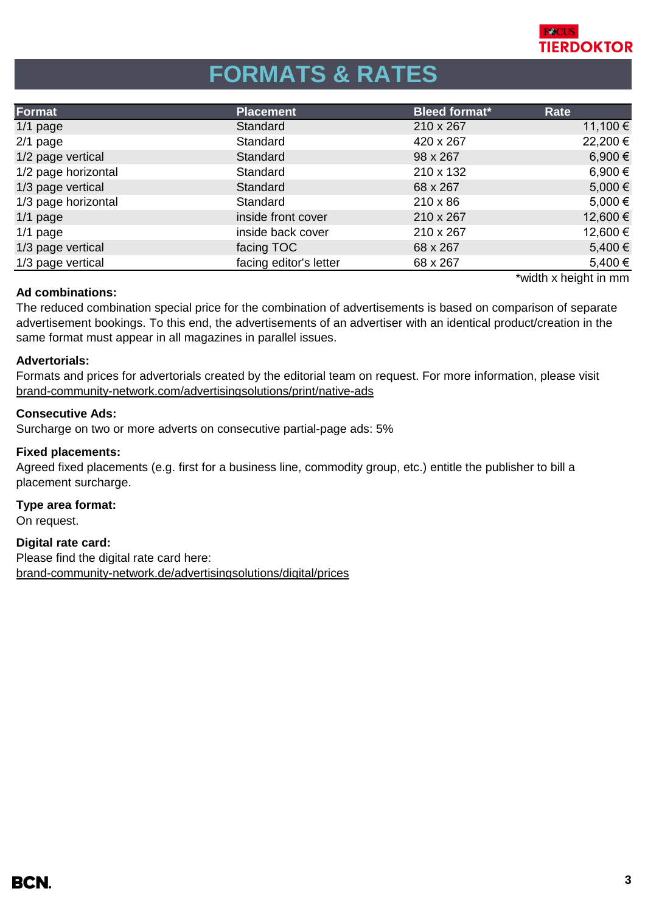# FORMATS & RATES

| Format | Placement | Bleed format* | Rate |
|---|---|---|---|
| 1/1 page | Standard | 210 x 267 | 11,100 € |
| 2/1 page | Standard | 420 x 267 | 22,200 € |
| 1/2 page vertical | Standard | 98 x 267 | 6,900 € |
| 1/2 page horizontal | Standard | 210 x 132 | 6,900 € |
| 1/3 page vertical | Standard | 68 x 267 | 5,000 € |
| 1/3 page horizontal | Standard | 210 x 86 | 5,000 € |
| 1/1 page | inside front cover | 210 x 267 | 12,600 € |
| 1/1 page | inside back cover | 210 x 267 | 12,600 € |
| 1/3 page vertical | facing TOC | 68 x 267 | 5,400 € |
| 1/3 page vertical | facing editor's letter | 68 x 267 | 5,400 € |

*width x height in mm

**Ad combinations:**
The reduced combination special price for the combination of advertisements is based on comparison of separate advertisement bookings. To this end, the advertisements of an advertiser with an identical product/creation in the same format must appear in all magazines in parallel issues.

**Advertorials:**
Formats and prices for advertorials created by the editorial team on request. For more information, please visit brand-community-network.com/advertisingsolutions/print/native-ads

**Consecutive Ads:**
Surcharge on two or more adverts on consecutive partial-page ads: 5%

**Fixed placements:**
Agreed fixed placements (e.g. first for a business line, commodity group, etc.) entitle the publisher to bill a placement surcharge.

**Type area format:**
On request.

**Digital rate card:**
Please find the digital rate card here:
brand-community-network.de/advertisingsolutions/digital/prices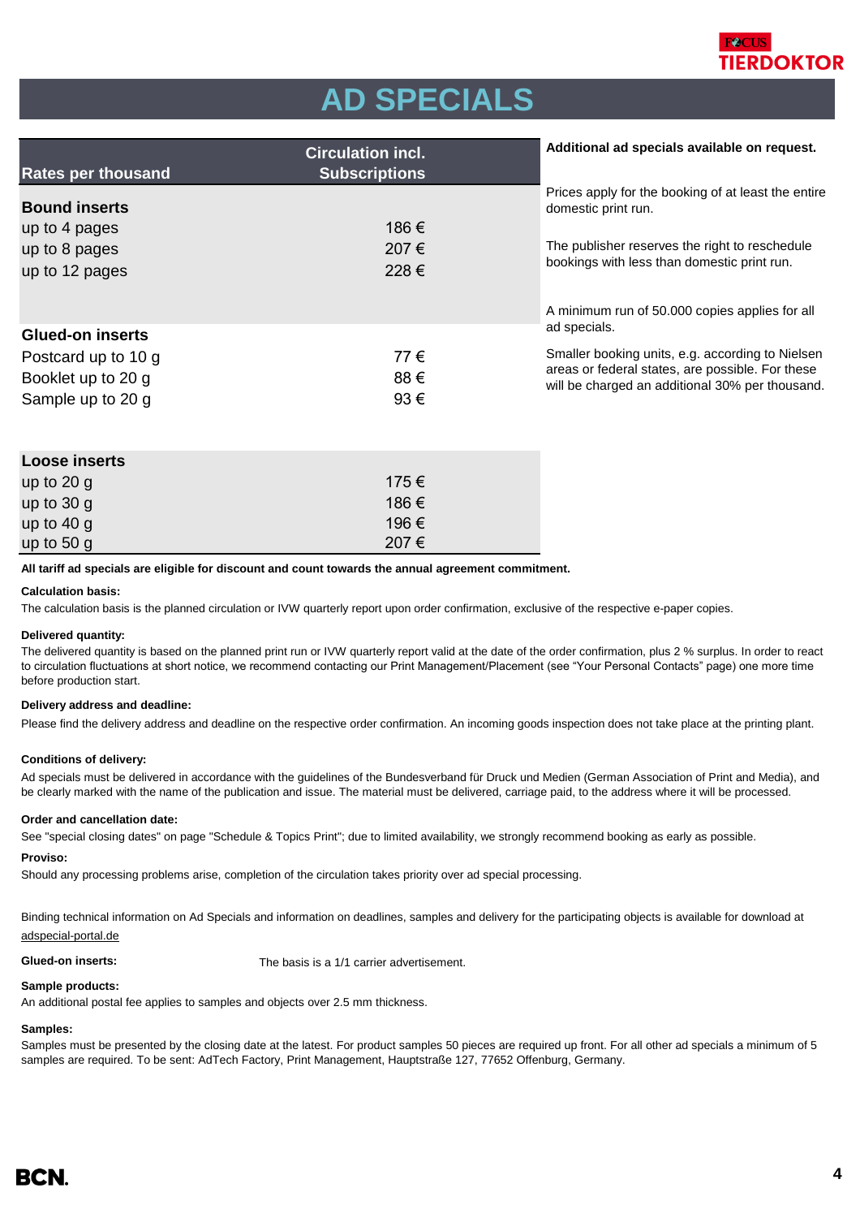# AD SPECIALS

| Rates per thousand | Circulation incl. Subscriptions |
| --- | --- |
| **Bound inserts** | |
| up to 4 pages | 186 € |
| up to 8 pages | 207 € |
| up to 12 pages | 228 € |
| **Glued-on inserts** | |
| Postcard up to 10 g | 77 € |
| Booklet up to 20 g | 88 € |
| Sample up to 20 g | 93 € |
| **Loose inserts** | |
| up to 20 g | 175 € |
| up to 30 g | 186 € |
| up to 40 g | 196 € |
| up to 50 g | 207 € |

**Additional ad specials available on request.**

Prices apply for the booking of at least the entire domestic print run.

The publisher reserves the right to reschedule bookings with less than domestic print run.

A minimum run of 50.000 copies applies for all ad specials.

Smaller booking units, e.g. according to Nielsen areas or federal states, are possible. For these will be charged an additional 30% per thousand.

**All tariff ad specials are eligible for discount and count towards the annual agreement commitment.**

**Calculation basis:**

The calculation basis is the planned circulation or IVW quarterly report upon order confirmation, exclusive of the respective e-paper copies.

**Delivered quantity:**

The delivered quantity is based on the planned print run or IVW quarterly report valid at the date of the order confirmation, plus 2 % surplus. In order to react to circulation fluctuations at short notice, we recommend contacting our Print Management/Placement (see “Your Personal Contacts” page) one more time before production start.

**Delivery address and deadline:**

Please find the delivery address and deadline on the respective order confirmation. An incoming goods inspection does not take place at the printing plant.

**Conditions of delivery:**

Ad specials must be delivered in accordance with the guidelines of the Bundesverband für Druck und Medien (German Association of Print and Media), and be clearly marked with the name of the publication and issue. The material must be delivered, carriage paid, to the address where it will be processed.

**Order and cancellation date:**

See "special closing dates" on page "Schedule & Topics Print"; due to limited availability, we strongly recommend booking as early as possible.

**Proviso:**

Should any processing problems arise, completion of the circulation takes priority over ad special processing.

Binding technical information on Ad Specials and information on deadlines, samples and delivery for the participating objects is available for download at adspecial-portal.de

**Glued-on inserts:** The basis is a 1/1 carrier advertisement.

**Sample products:**

An additional postal fee applies to samples and objects over 2.5 mm thickness.

**Samples:**

Samples must be presented by the closing date at the latest. For product samples 50 pieces are required up front. For all other ad specials a minimum of 5 samples are required. To be sent: AdTech Factory, Print Management, Hauptstraße 127, 77652 Offenburg, Germany.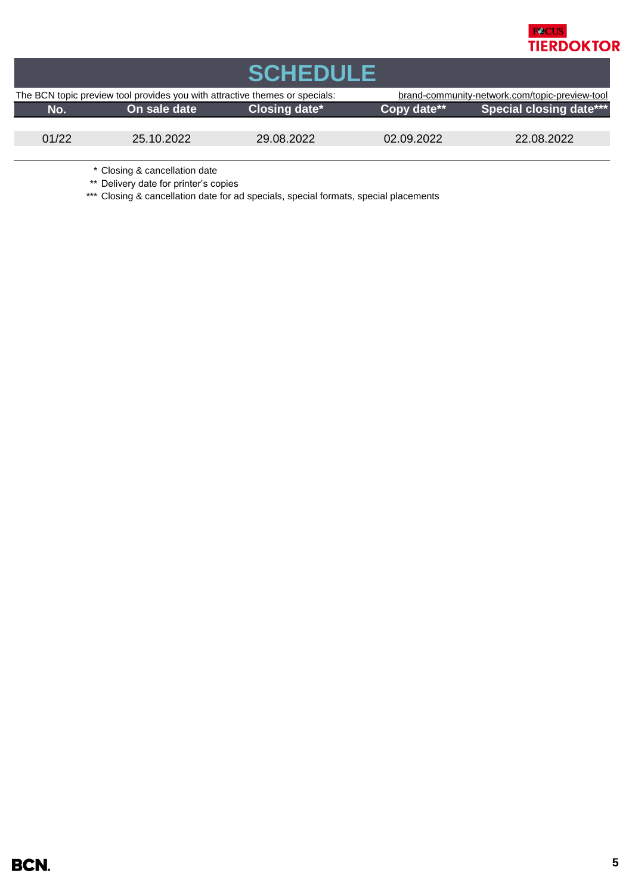# SCHEDULE

The BCN topic preview tool provides you with attractive themes or specials: brand-community-network.com/topic-preview-tool

| No. | On sale date | Closing date* | Copy date** | Special closing date*** |
|---|---|---|---|---|
| 01/22 | 25.10.2022 | 29.08.2022 | 02.09.2022 | 22.08.2022 |

\* Closing & cancellation date

\** Delivery date for printer's copies

\*** Closing & cancellation date for ad specials, special formats, special placements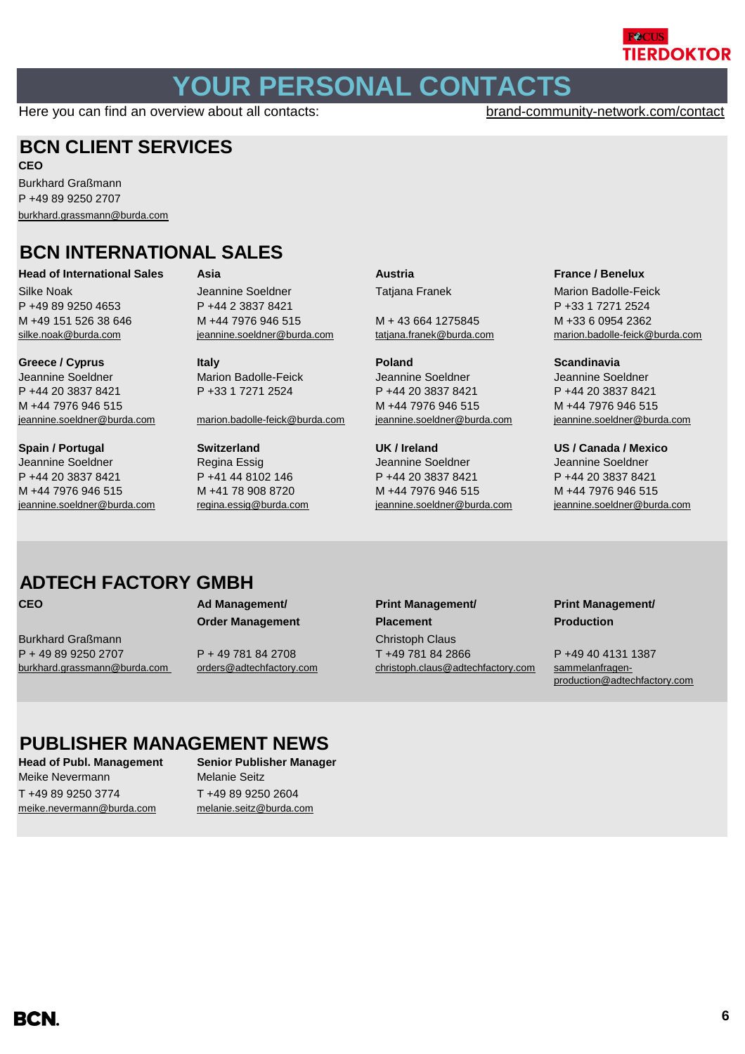# YOUR PERSONAL CONTACTS

Here you can find an overview about all contacts: brand-community-network.com/contact

## BCN CLIENT SERVICES

**CEO**
Burkhard Graßmann
P +49 89 9250 2707
burkhard.grassmann@burda.com

## BCN INTERNATIONAL SALES

**Head of International Sales**
Silke Noak
P +49 89 9250 4653
M +49 151 526 38 646
silke.noak@burda.com

**Asia**
Jeannine Soeldner
P +44 2 3837 8421
M +44 7976 946 515
jeannine.soeldner@burda.com

**Austria**
Tatjana Franek
M + 43 664 1275845
tatjana.franek@burda.com

**France / Benelux**
Marion Badolle-Feick
P +33 1 7271 2524
M +33 6 0954 2362
marion.badolle-feick@burda.com

**Greece / Cyprus**
Jeannine Soeldner
P +44 20 3837 8421
M +44 7976 946 515
jeannine.soeldner@burda.com

**Italy**
Marion Badolle-Feick
P +33 1 7271 2524
marion.badolle-feick@burda.com

**Poland**
Jeannine Soeldner
P +44 20 3837 8421
M +44 7976 946 515
jeannine.soeldner@burda.com

**Scandinavia**
Jeannine Soeldner
P +44 20 3837 8421
M +44 7976 946 515
jeannine.soeldner@burda.com

**Spain / Portugal**
Jeannine Soeldner
P +44 20 3837 8421
M +44 7976 946 515
jeannine.soeldner@burda.com

**Switzerland**
Regina Essig
P +41 44 8102 146
M +41 78 908 8720
regina.essig@burda.com

**UK / Ireland**
Jeannine Soeldner
P +44 20 3837 8421
M +44 7976 946 515
jeannine.soeldner@burda.com

**US / Canada / Mexico**
Jeannine Soeldner
P +44 20 3837 8421
M +44 7976 946 515
jeannine.soeldner@burda.com

## ADTECH FACTORY GMBH

**CEO**
Burkhard Graßmann
P + 49 89 9250 2707
burkhard.grassmann@burda.com

**Ad Management/ Order Management**
P + 49 781 84 2708
orders@adtechfactory.com

**Print Management/ Placement**
Christoph Claus
T +49 781 84 2866
christoph.claus@adtechfactory.com

**Print Management/ Production**
P +49 40 4131 1387
sammelanfragen-production@adtechfactory.com

## PUBLISHER MANAGEMENT NEWS

**Head of Publ. Management**
Meike Nevermann
T +49 89 9250 3774
meike.nevermann@burda.com

**Senior Publisher Manager**
Melanie Seitz
T +49 89 9250 2604
melanie.seitz@burda.com